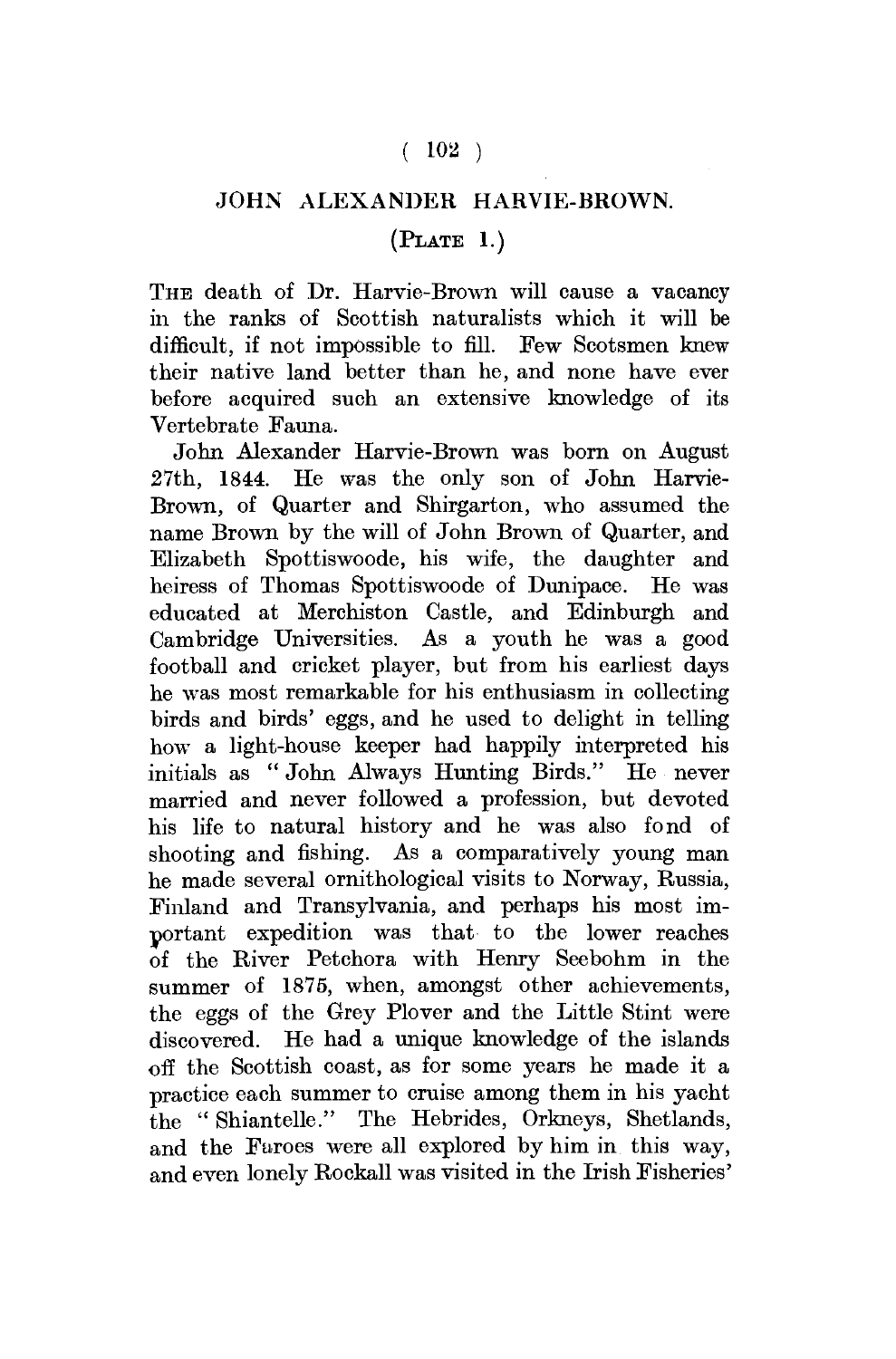# JOHN ALEXANDER HARVIE-BROWN.

## (PLATE 1.)

THE death of Dr. Harvie-Brown will cause a vacancy in the ranks of Scottish naturalists which it will be difficult, if not impossible to fill. Few Scotsmen knew their native land better than he, and none have ever before acquired such an extensive knowledge of its Vertebrate Fauna.

John Alexander Harvie-Brown was born on August 27th, 1844. He was the only son of John Harvie-Brown, of Quarter and Shirgarton, who assumed the name Brown by the will of John Brown of Quarter, and Elizabeth Spottiswoode, his wife, the daughter and heiress of Thomas Spottiswoode of Dunipace. He was educated at Merchiston Castle, and Edinburgh and Cambridge Universities. As a youth he was a good football and cricket player, but from his earliest days he was most remarkable for his enthusiasm in collecting birds and birds' eggs, and he used to delight in telling how a light-house keeper had happily interpreted his initials as "John Always Hunting Birds." He never married and never followed a profession, but devoted his life to natural history and he was also fond of shooting and fishing. As a comparatively young man he made several ornithological visits to Norway, Russia, Finland and Transylvania, and perhaps his most important expedition was that to the lower reaches of the River Petchora with Henry Seebohm in the summer of 1875, when, amongst other achievements, the eggs of the Grey Plover and the Little Stint were discovered. He had a unique knowledge of the islands off the Scottish coast, as for some years he made it a practice each summer to cruise among them in his yacht the "Shiantelle." The Hebrides, Orkneys, Shetlands, and the Faroes were all explored by him in this way, and even lonely Rockall was visited in the Irish Fisheries'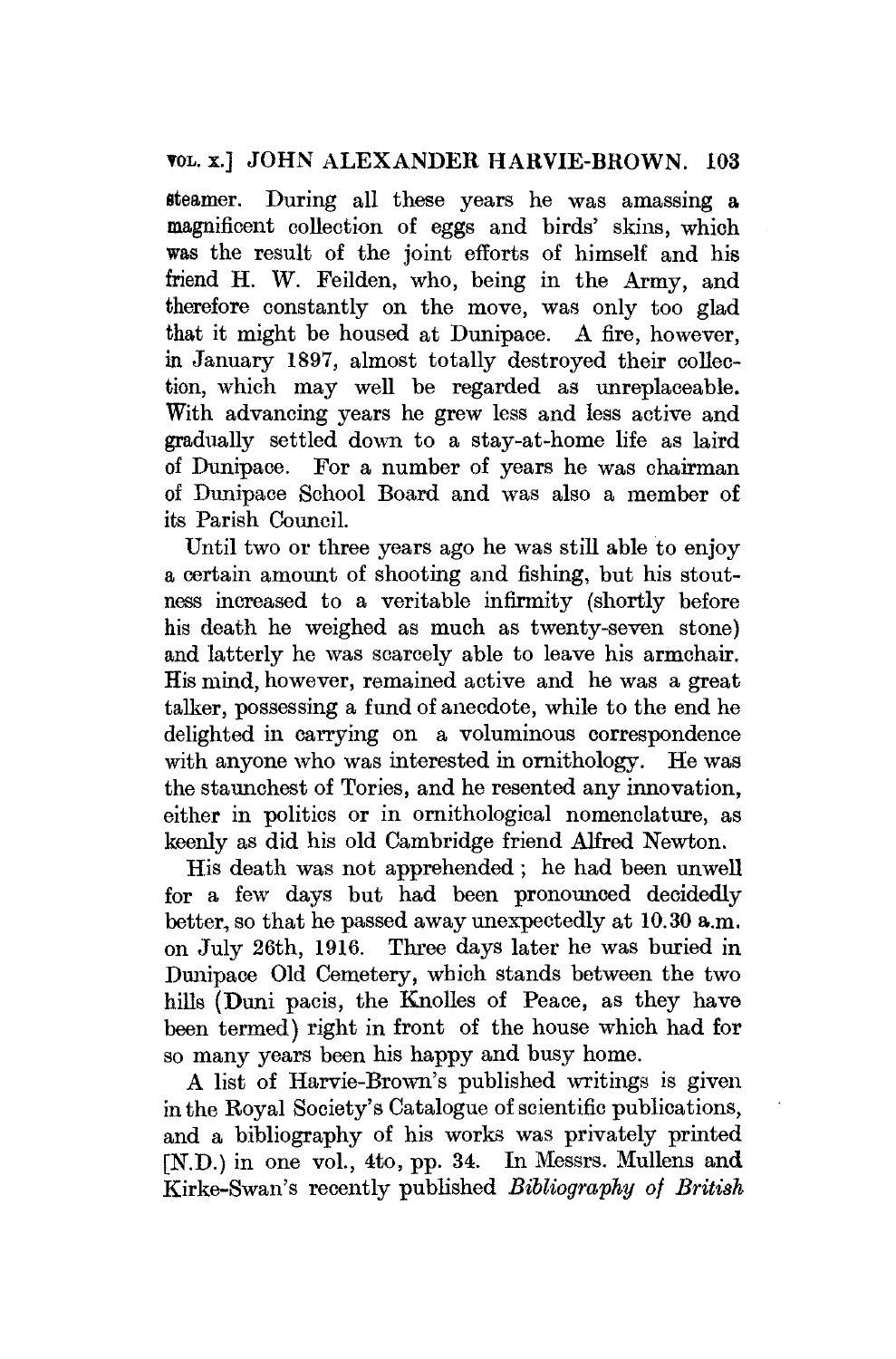steamer. During all these years he was amassing a magnificent collection of eggs and birds' skins, which was the result of the joint efforts of himself and his friend H. W. Feilden, who, being in the Army, and therefore constantly on the move, was only too glad that it might be housed at Dunipace. A fire, however, in January 1897, almost totally destroyed their collection, which may well be regarded as unreplaceable. With advancing years he grew less and less active and gradually settled down to a stay-at-home life as laird of Dunipace. For a number of years he was chairman of Dunipace School Board and was also a member of its Parish Council.

Until two or three years ago he was still able to enjoy a certain amount of shooting and fishing, but his stoutness increased to a veritable infirmity (shortly before his death he weighed as much as twenty-seven stone) and latterly he was scarcely able to leave his armchair. His mind, however, remained active and he was a great talker, possessing a fund of anecdote, while to the end he delighted in carrying on a voluminous correspondence with anyone who was interested in ornithology. He was the staunchest of Tories, and he resented any innovation, either in politics or in ornithological nomenclature, as keenly as did his old Cambridge friend Alfred Newton.

His death was not apprehended; he had been unwell for a few days but had been pronounced decidedly better, so that he passed away unexpectedly at 10.30 a.m. on July 26th, 1916. Three days later he was buried in Dunipace Old Cemetery, which stands between the two hills (Duni pacis, the Knolles of Peace, as they have been termed) right in front of the house which had for so many years been his happy and busy home.

A list of Harvie-Brown's published writings is given in the Royal Society's Catalogue of scientific publications, and a bibliography of his works was privately printed [N.D.) in one vol., 4to, pp. 34. In Messrs. Mullens and Kirke-Swan's recently published *Bibliography of British*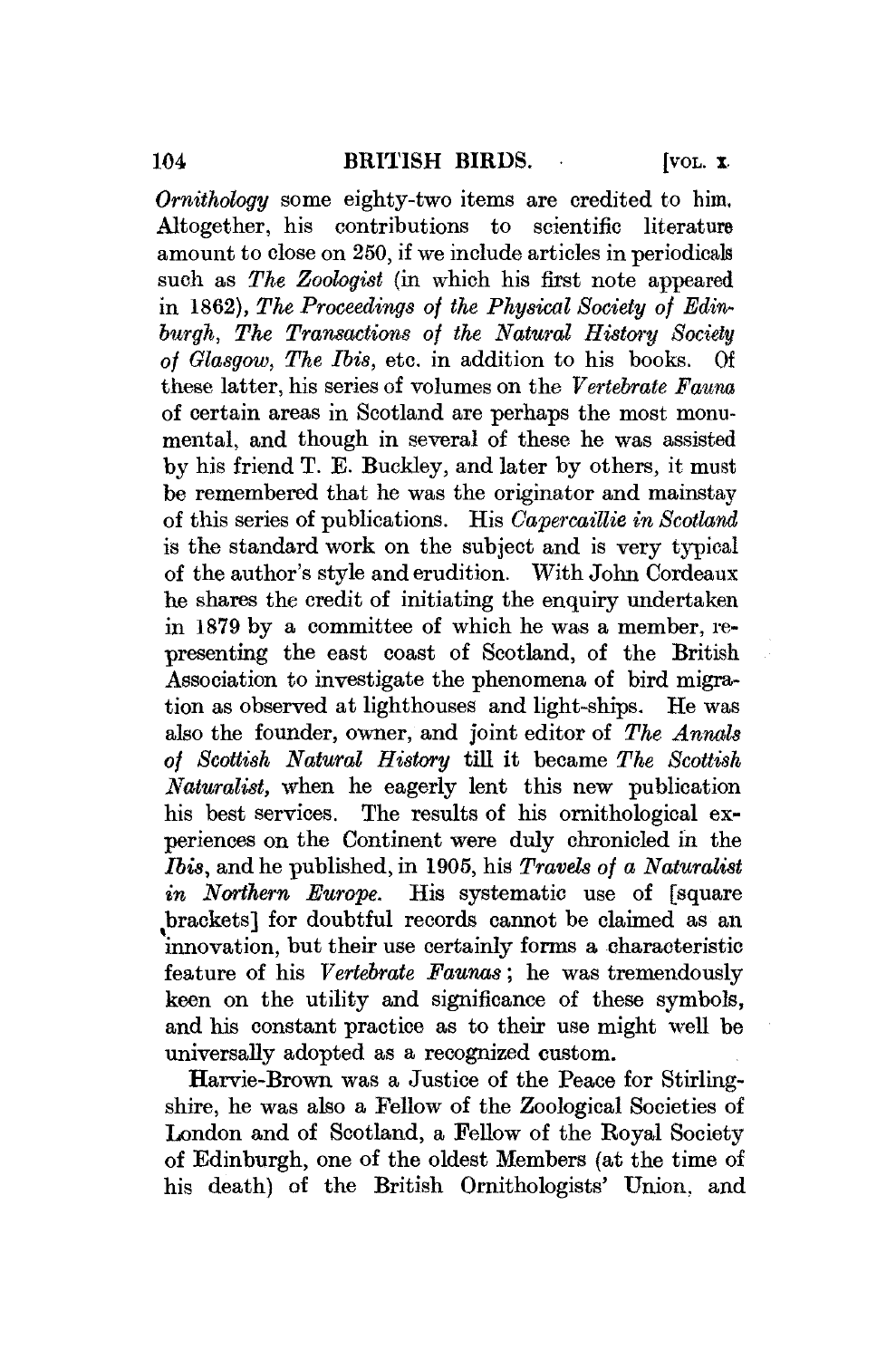*Ornithology* some eighty-two items are credited to him. Altogether, his contributions to scientific literature amount to close on 250, if we include articles in periodicals such as *The Zoologist* (in which his first note appeared in 1862), *The Proceedings of the Physical Society of Edinburgh*, *The Transactions of the Natural History Society of Glasgow*, *The Ibis*, etc. in addition to his books. Of these latter, his series of volumes on the *Vertebrate Fauna* of certain areas in Scotland are perhaps the most monumental, and though in several of these he was assisted by his friend T. E. Buckley, and later by others, it must be remembered that he was the originator and mainstay of this series of publications. His *Capercaillie in Scotland* is the standard work on the subject and is very typical of the author's style and erudition. With John Cordeaux he shares the credit of initiating the enquiry undertaken in 1879 by a committee of which he was a member, representing the east coast of Scotland, of the British Association to investigate the phenomena of bird migration as observed at lighthouses and light-ships. He was also the founder, owner, and joint editor of *The Annals of Scottish Natural History* till it became *The Scottish Naturalist*, when he eagerly lent this new publication his best services. The results of his ornithological experiences on the Continent were duly chronicled in the *Ibis*, and he published, in 1905, his *Travels of a Naturalist in Northern Europe*. His systematic use of [square brackets] for doubtful records cannot be claimed as an innovation, but their use certainly forms a characteristic feature of his *Vertebrate Faunas*; he was tremendously keen on the utility and significance of these symbols, and his constant practice as to their use might well be universally adopted as a recognized custom.

Harvie-Brown was a Justice of the Peace for Stirlingshire, he was also a Fellow of the Zoological Societies of London and of Scotland, a Fellow of the Royal Society of Edinburgh, one of the oldest Members (at the time of his death) of the British Ornithologists' Union, and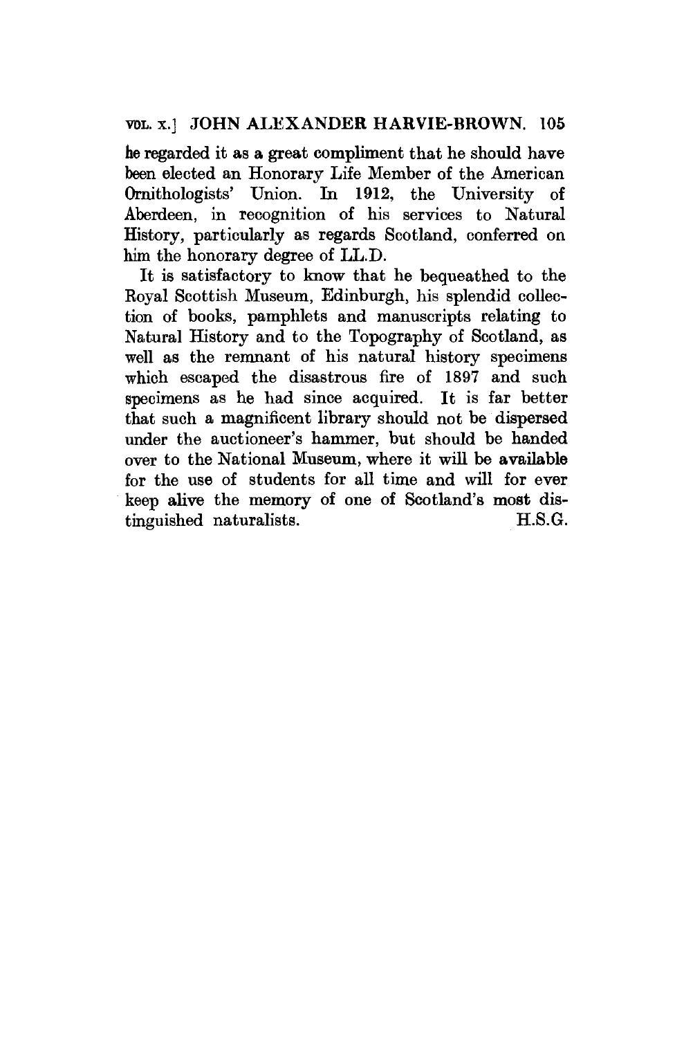he regarded it as a great compliment that he should have been elected an Honorary Life Member of the American Ornithologists' Union. In 1912, the University of Aberdeen, in recognition of his services to Natural History, particularly as regards Scotland, conferred on him the honorary degree of LL.D.

It is satisfactory to know that he bequeathed to the Royal Scottish Museum, Edinburgh, his splendid collection of books, pamphlets and manuscripts relating to Natural History and to the Topography of Scotland, as well as the remnant of his natural history specimens which escaped the disastrous fire of 1897 and such specimens as he had since acquired. It is far better that such a magnificent library should not be dispersed under the auctioneer's hammer, but should be handed over to the National Museum, where it will be available for the use of students for all time and will for ever keep alive the memory of one of Scotland's most distinguished naturalists. H.S.G.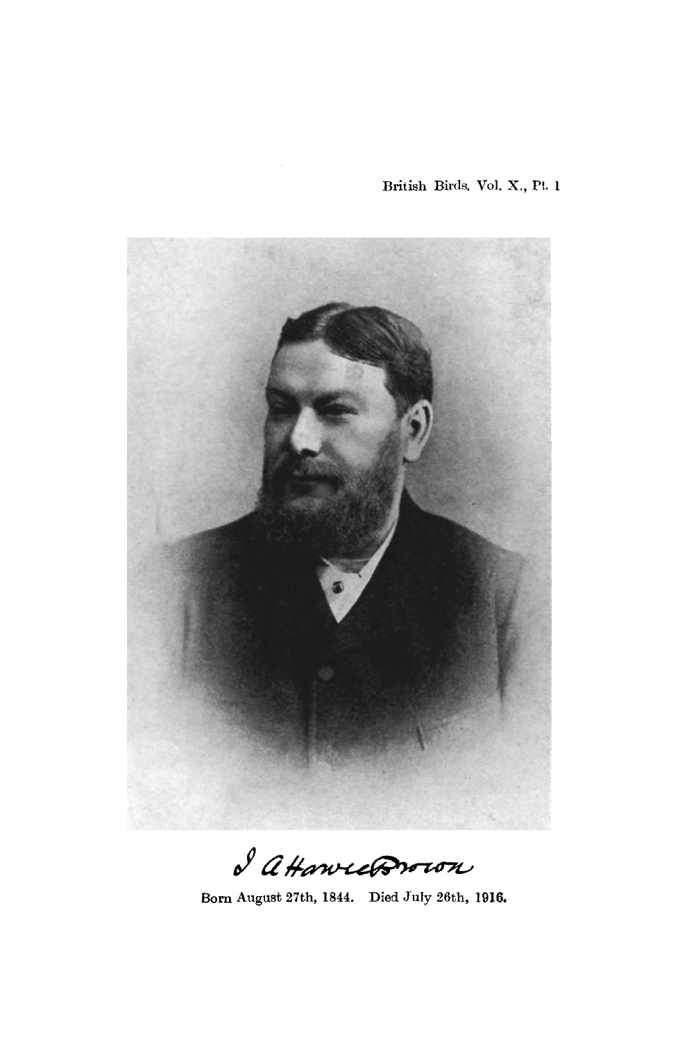J. A. Harvie-Brown

Born August 27th, 1844. Died July 26th, 1916.